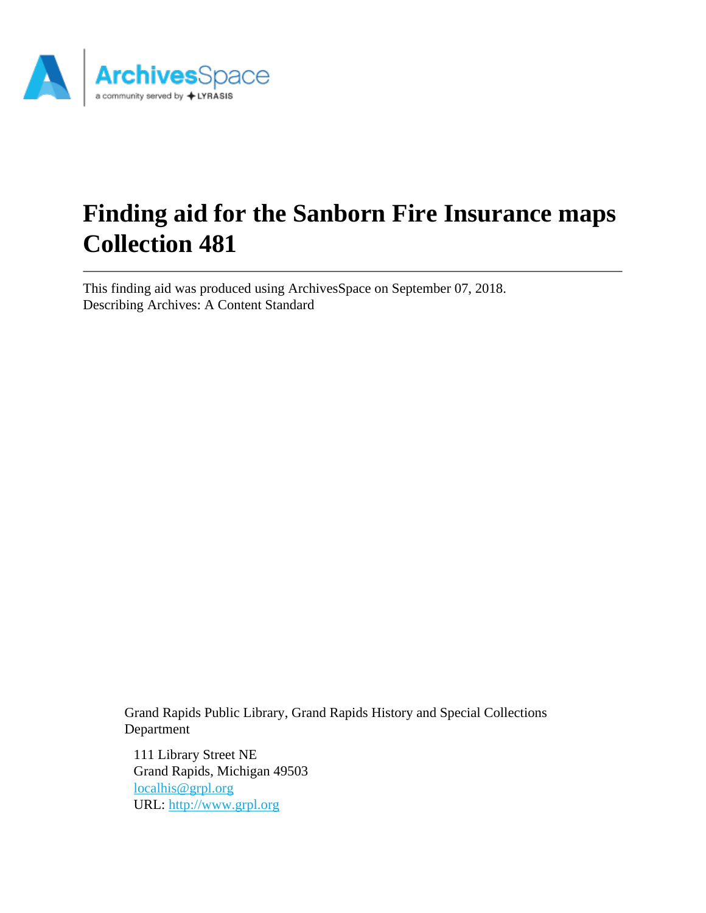# Finding aid for the Sanborn Fire Insurance maps Collection 481

This finding aid was produced using ArchivesSpace on September 07, 2018.
Describing Archives: A Content Standard

Grand Rapids Public Library, Grand Rapids History and Special Collections Department

111 Library Street NE
Grand Rapids, Michigan 49503
localhis@grpl.org
URL: http://www.grpl.org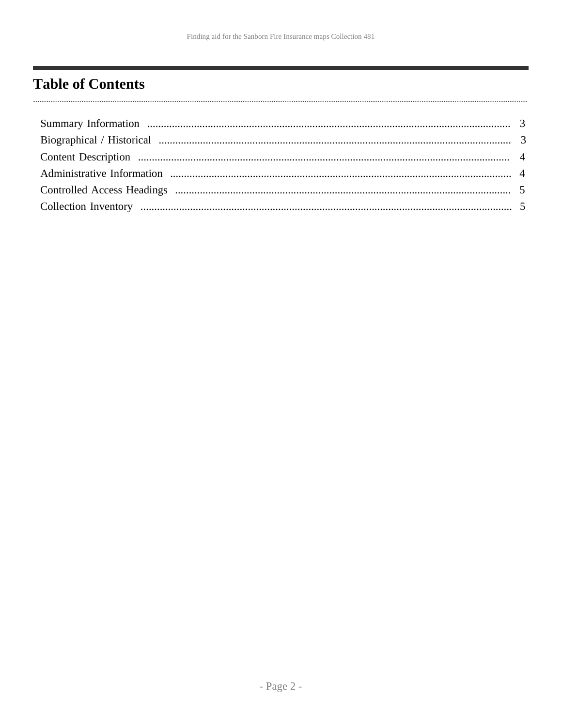# Table of Contents

Summary Information .................................................................................................................................... 3

Biographical / Historical ............................................................................................................................... 3

Content Description ...................................................................................................................................... 4

Administrative Information ........................................................................................................................... 4

Controlled Access Headings ......................................................................................................................... 5

Collection Inventory ...................................................................................................................................... 5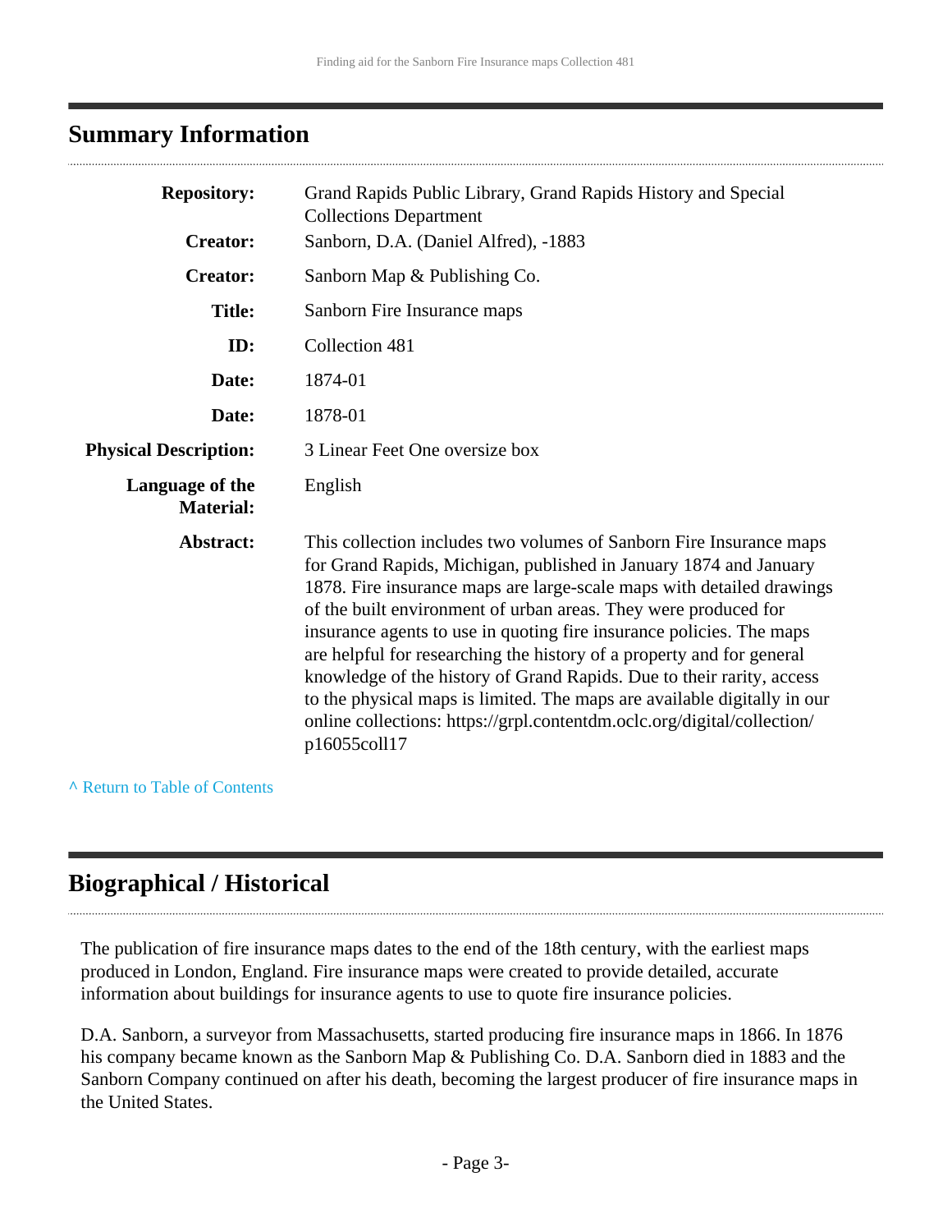## Summary Information

| | |
|---|---|
| **Repository:** | Grand Rapids Public Library, Grand Rapids History and Special Collections Department |
| **Creator:** | Sanborn, D.A. (Daniel Alfred), -1883 |
| **Creator:** | Sanborn Map & Publishing Co. |
| **Title:** | Sanborn Fire Insurance maps |
| **ID:** | Collection 481 |
| **Date:** | 1874-01 |
| **Date:** | 1878-01 |
| **Physical Description:** | 3 Linear Feet One oversize box |
| **Language of the Material:** | English |
| **Abstract:** | This collection includes two volumes of Sanborn Fire Insurance maps for Grand Rapids, Michigan, published in January 1874 and January 1878. Fire insurance maps are large-scale maps with detailed drawings of the built environment of urban areas. They were produced for insurance agents to use in quoting fire insurance policies. The maps are helpful for researching the history of a property and for general knowledge of the history of Grand Rapids. Due to their rarity, access to the physical maps is limited. The maps are available digitally in our online collections: https://grpl.contentdm.oclc.org/digital/collection/p16055coll17 |

^ Return to Table of Contents

## Biographical / Historical

The publication of fire insurance maps dates to the end of the 18th century, with the earliest maps produced in London, England. Fire insurance maps were created to provide detailed, accurate information about buildings for insurance agents to use to quote fire insurance policies.

D.A. Sanborn, a surveyor from Massachusetts, started producing fire insurance maps in 1866. In 1876 his company became known as the Sanborn Map & Publishing Co. D.A. Sanborn died in 1883 and the Sanborn Company continued on after his death, becoming the largest producer of fire insurance maps in the United States.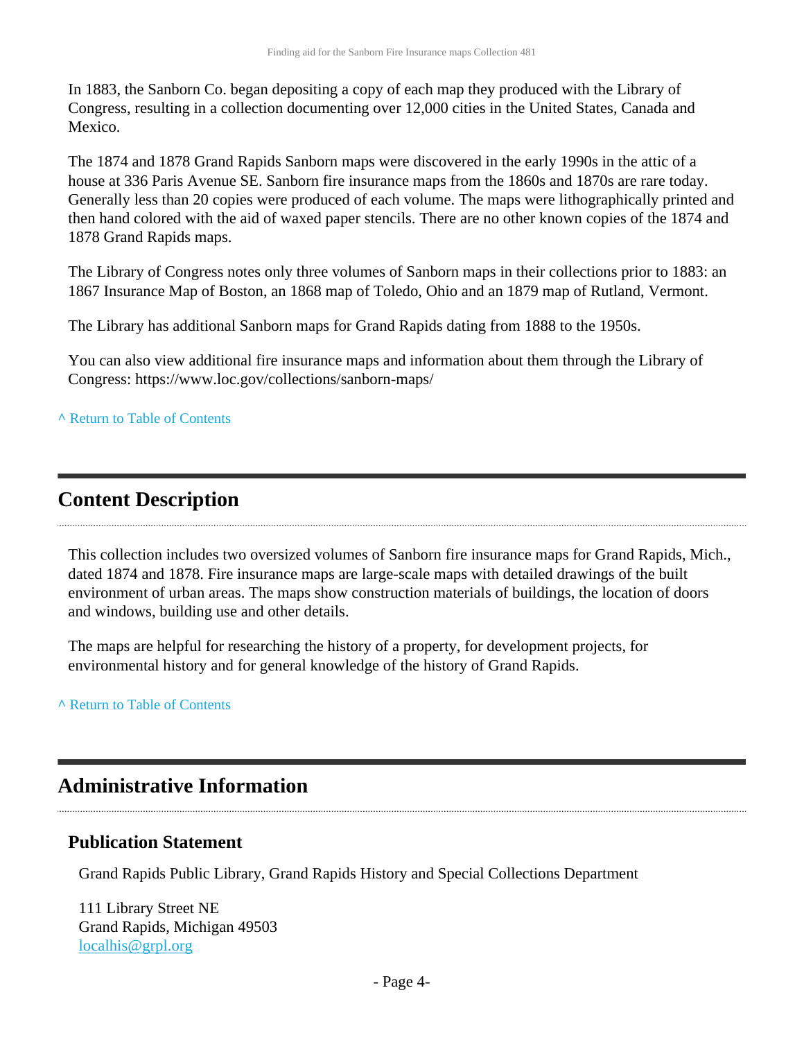In 1883, the Sanborn Co. began depositing a copy of each map they produced with the Library of Congress, resulting in a collection documenting over 12,000 cities in the United States, Canada and Mexico.

The 1874 and 1878 Grand Rapids Sanborn maps were discovered in the early 1990s in the attic of a house at 336 Paris Avenue SE. Sanborn fire insurance maps from the 1860s and 1870s are rare today. Generally less than 20 copies were produced of each volume. The maps were lithographically printed and then hand colored with the aid of waxed paper stencils. There are no other known copies of the 1874 and 1878 Grand Rapids maps.

The Library of Congress notes only three volumes of Sanborn maps in their collections prior to 1883: an 1867 Insurance Map of Boston, an 1868 map of Toledo, Ohio and an 1879 map of Rutland, Vermont.

The Library has additional Sanborn maps for Grand Rapids dating from 1888 to the 1950s.

You can also view additional fire insurance maps and information about them through the Library of Congress: https://www.loc.gov/collections/sanborn-maps/

^ Return to Table of Contents

## Content Description

This collection includes two oversized volumes of Sanborn fire insurance maps for Grand Rapids, Mich., dated 1874 and 1878. Fire insurance maps are large-scale maps with detailed drawings of the built environment of urban areas. The maps show construction materials of buildings, the location of doors and windows, building use and other details.

The maps are helpful for researching the history of a property, for development projects, for environmental history and for general knowledge of the history of Grand Rapids.

^ Return to Table of Contents

## Administrative Information

### Publication Statement

Grand Rapids Public Library, Grand Rapids History and Special Collections Department

111 Library Street NE
Grand Rapids, Michigan 49503
localhis@grpl.org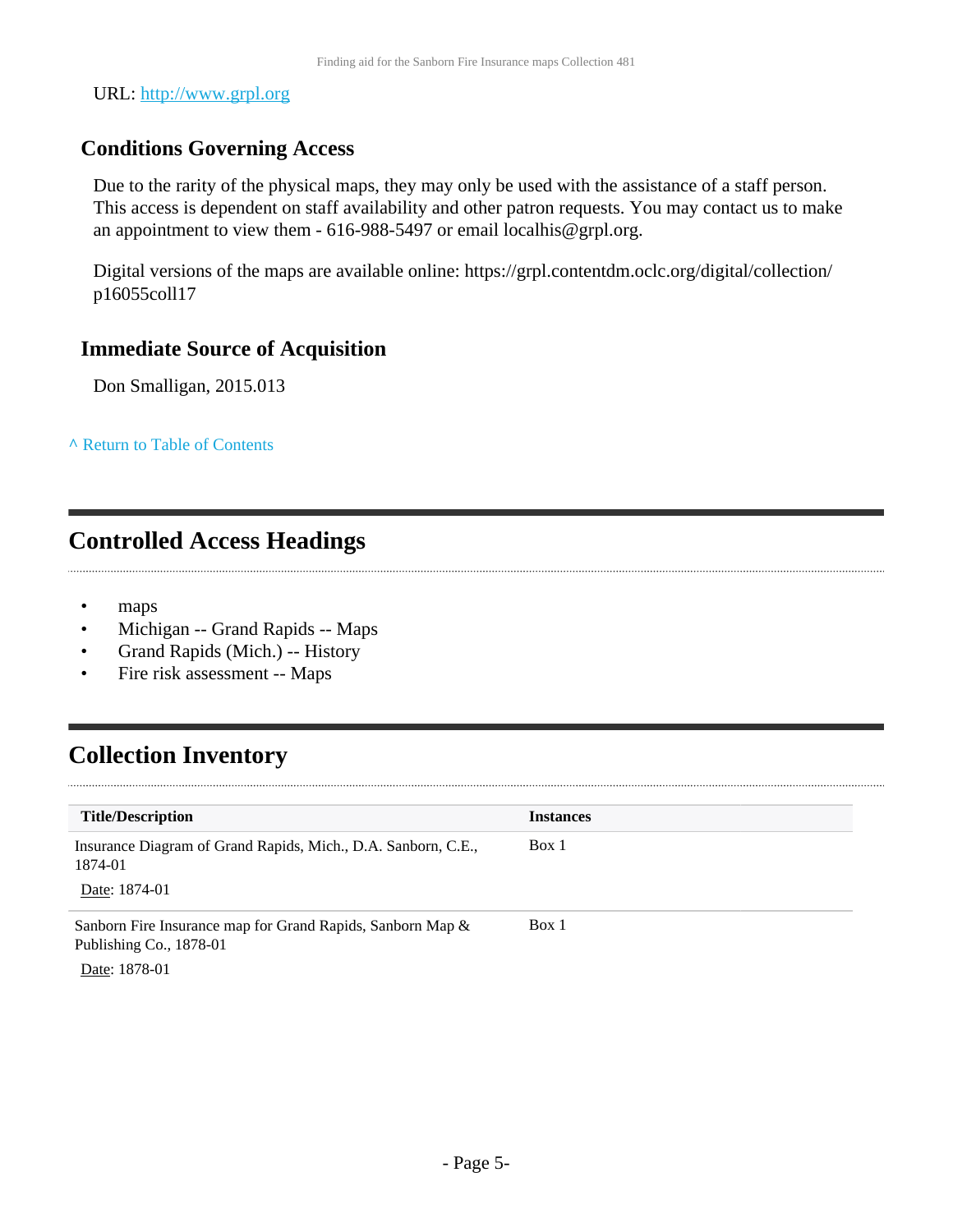URL: http://www.grpl.org

### Conditions Governing Access

Due to the rarity of the physical maps, they may only be used with the assistance of a staff person. This access is dependent on staff availability and other patron requests. You may contact us to make an appointment to view them - 616-988-5497 or email localhis@grpl.org.

Digital versions of the maps are available online: https://grpl.contentdm.oclc.org/digital/collection/p16055coll17

### Immediate Source of Acquisition

Don Smalligan, 2015.013

^ Return to Table of Contents

## Controlled Access Headings

- maps
- Michigan -- Grand Rapids -- Maps
- Grand Rapids (Mich.) -- History
- Fire risk assessment -- Maps

## Collection Inventory

| Title/Description | Instances |
|---|---|
| Insurance Diagram of Grand Rapids, Mich., D.A. Sanborn, C.E., 1874-01<br>Date: 1874-01 | Box 1 |
| Sanborn Fire Insurance map for Grand Rapids, Sanborn Map & Publishing Co., 1878-01<br>Date: 1878-01 | Box 1 |